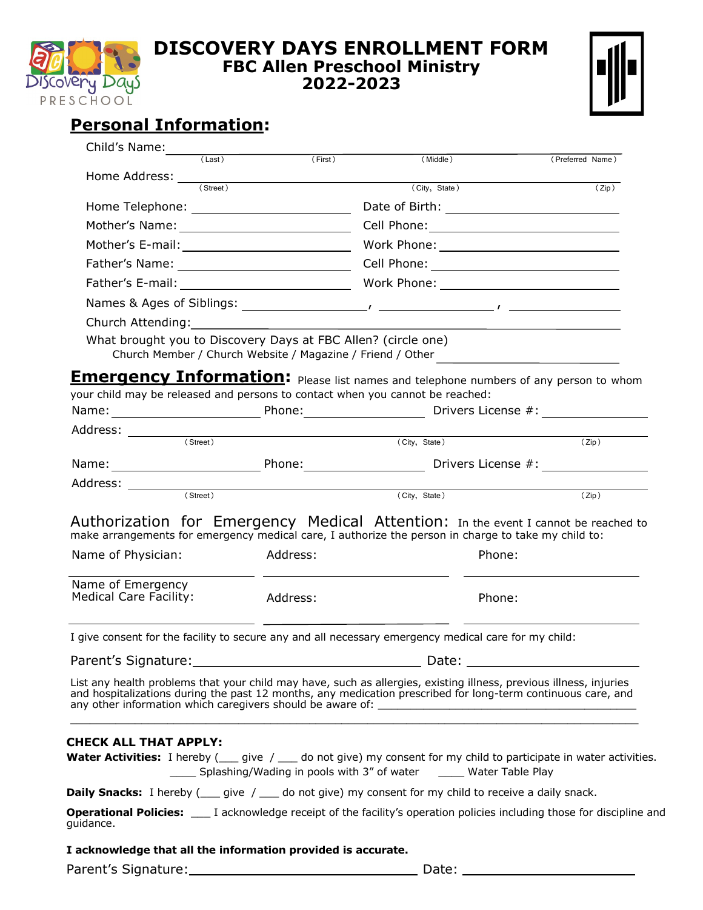# DISCOVERY DAYS ENROLLMENT FORM

## FBC Allen Preschool Ministry

## 2022-2023

## Personal Information:

Child's Name: ______________________________________________
(Last) (First) (Middle) (Preferred Name)

Home Address: ______________________________________________
(Street) (City, State) (Zip)

Home Telephone: ____________________ Date of Birth: ____________________

Mother's Name: ____________________ Cell Phone: ____________________

Mother's E-mail: ____________________ Work Phone: ____________________

Father's Name: ____________________ Cell Phone: ____________________

Father's E-mail: ____________________ Work Phone: ____________________

Names & Ages of Siblings: ______________, ______________, ______________

Church Attending: ______________________________________________

What brought you to Discovery Days at FBC Allen? (circle one)

Church Member / Church Website / Magazine / Friend / Other ____________________

## Emergency Information:

Please list names and telephone numbers of any person to whom your child may be released and persons to contact when you cannot be reached:

Name: ____________________ Phone: ____________________ Drivers License #: ____________________

Address: ______________________________________________
(Street) (City, State) (Zip)

Name: ____________________ Phone: ____________________ Drivers License #: ____________________

Address: ______________________________________________
(Street) (City, State) (Zip)

## Authorization for Emergency Medical Attention:

In the event I cannot be reached to make arrangements for emergency medical care, I authorize the person in charge to take my child to:

Name of Physician: ____________________ Address: ____________________ Phone: ____________________

Name of Emergency Medical Care Facility: ____________________ Address: ____________________ Phone: ____________________

I give consent for the facility to secure any and all necessary emergency medical care for my child:

Parent's Signature: ____________________ Date: ____________________

List any health problems that your child may have, such as allergies, existing illness, previous illness, injuries and hospitalizations during the past 12 months, any medication prescribed for long-term continuous care, and any other information which caregivers should be aware of: ______________________________________________

______________________________________________

**CHECK ALL THAT APPLY:**

**Water Activities:** I hereby (___ give / ___ do not give) my consent for my child to participate in water activities.

____ Splashing/Wading in pools with 3" of water ____ Water Table Play

**Daily Snacks:** I hereby (___ give / ___ do not give) my consent for my child to receive a daily snack.

**Operational Policies:** ___ I acknowledge receipt of the facility's operation policies including those for discipline and guidance.

**I acknowledge that all the information provided is accurate.**

Parent's Signature: ____________________ Date: ____________________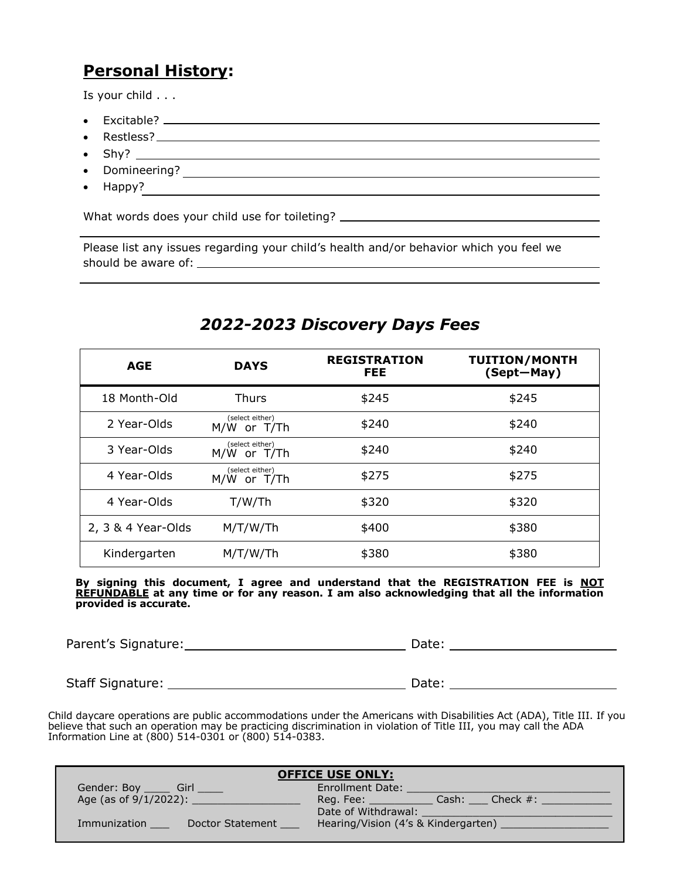## **Personal History:**

Is your child . . .

- Excitable? \_\_\_\_\_\_\_\_\_\_\_\_\_\_\_\_\_\_\_\_\_\_\_\_\_\_\_\_\_\_\_\_
- Restless? \_\_\_\_\_\_\_\_\_\_\_\_\_\_\_\_\_\_\_\_\_\_\_\_\_\_\_\_\_\_\_\_
- Shy? \_\_\_\_\_\_\_\_\_\_\_\_\_\_\_\_\_\_\_\_\_\_\_\_\_\_\_\_\_\_\_\_
- Domineering? \_\_\_\_\_\_\_\_\_\_\_\_\_\_\_\_\_\_\_\_\_\_\_\_\_\_\_\_\_\_\_\_
- Happy? \_\_\_\_\_\_\_\_\_\_\_\_\_\_\_\_\_\_\_\_\_\_\_\_\_\_\_\_\_\_\_\_

What words does your child use for toileting? \_\_\_\_\_\_\_\_\_\_\_\_\_\_\_\_\_\_\_\_\_\_\_\_

Please list any issues regarding your child's health and/or behavior which you feel we should be aware of: \_\_\_\_\_\_\_\_\_\_\_\_\_\_\_\_\_\_\_\_\_\_\_\_

## *2022-2023 Discovery Days Fees*

| AGE | DAYS | REGISTRATION FEE | TUITION/MONTH (Sept—May) |
|---|---|---|---|
| 18 Month-Old | Thurs | $245 | $245 |
| 2 Year-Olds | (select either) M/W or T/Th | $240 | $240 |
| 3 Year-Olds | (select either) M/W or T/Th | $240 | $240 |
| 4 Year-Olds | (select either) M/W or T/Th | $275 | $275 |
| 4 Year-Olds | T/W/Th | $320 | $320 |
| 2, 3 & 4 Year-Olds | M/T/W/Th | $400 | $380 |
| Kindergarten | M/T/W/Th | $380 | $380 |

**By signing this document, I agree and understand that the REGISTRATION FEE is <u>NOT REFUNDABLE</u> at any time or for any reason. I am also acknowledging that all the information provided is accurate.**

Parent's Signature: \_\_\_\_\_\_\_\_\_\_\_\_\_\_\_\_\_\_\_\_\_\_\_\_ Date: \_\_\_\_\_\_\_\_\_\_\_\_\_\_\_\_

Staff Signature: \_\_\_\_\_\_\_\_\_\_\_\_\_\_\_\_\_\_\_\_\_\_\_\_ Date: \_\_\_\_\_\_\_\_\_\_\_\_\_\_\_\_

Child daycare operations are public accommodations under the Americans with Disabilities Act (ADA), Title III. If you believe that such an operation may be practicing discrimination in violation of Title III, you may call the ADA Information Line at (800) 514-0301 or (800) 514-0383.

**<u>OFFICE USE ONLY:</u>**

Gender: Boy \_\_\_\_ Girl \_\_\_\_

Age (as of 9/1/2022): \_\_\_\_\_\_\_\_\_\_\_\_\_\_\_\_

Immunization \_\_\_ Doctor Statement \_\_\_

Enrollment Date: \_\_\_\_\_\_\_\_\_\_\_\_\_\_\_\_\_\_\_\_\_\_\_\_

Reg. Fee: \_\_\_\_\_\_\_\_\_\_ Cash: \_\_\_ Check #: \_\_\_\_\_\_\_\_\_\_\_

Date of Withdrawal: \_\_\_\_\_\_\_\_\_\_\_\_\_\_\_\_\_\_\_\_\_\_\_\_

Hearing/Vision (4's & Kindergarten) \_\_\_\_\_\_\_\_\_\_\_\_\_\_\_\_